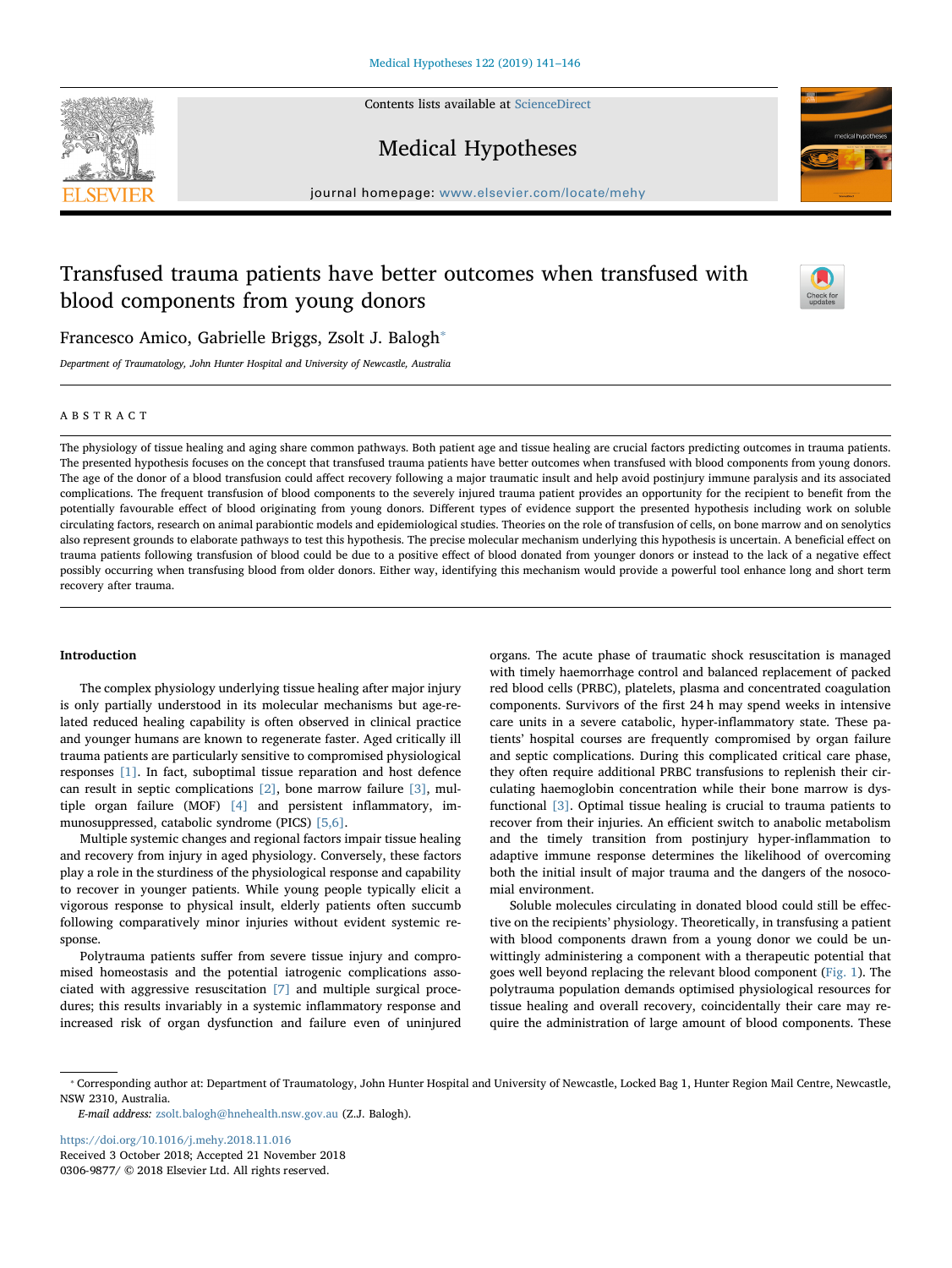# Transfused trauma patients have better outcomes when transfused with blood components from young donors

Francesco Amico, Gabrielle Briggs, Zsolt J. Balogh*

*Department of Traumatology, John Hunter Hospital and University of Newcastle, Australia*

## ABSTRACT

The physiology of tissue healing and aging share common pathways. Both patient age and tissue healing are crucial factors predicting outcomes in trauma patients. The presented hypothesis focuses on the concept that transfused trauma patients have better outcomes when transfused with blood components from young donors. The age of the donor of a blood transfusion could affect recovery following a major traumatic insult and help avoid postinjury immune paralysis and its associated complications. The frequent transfusion of blood components to the severely injured trauma patient provides an opportunity for the recipient to benefit from the potentially favourable effect of blood originating from young donors. Different types of evidence support the presented hypothesis including work on soluble circulating factors, research on animal parabiontic models and epidemiological studies. Theories on the role of transfusion of cells, on bone marrow and on senolytics also represent grounds to elaborate pathways to test this hypothesis. The precise molecular mechanism underlying this hypothesis is uncertain. A beneficial effect on trauma patients following transfusion of blood could be due to a positive effect of blood donated from younger donors or instead to the lack of a negative effect possibly occurring when transfusing blood from older donors. Either way, identifying this mechanism would provide a powerful tool enhance long and short term recovery after trauma.

## Introduction

The complex physiology underlying tissue healing after major injury is only partially understood in its molecular mechanisms but age-related reduced healing capability is often observed in clinical practice and younger humans are known to regenerate faster. Aged critically ill trauma patients are particularly sensitive to compromised physiological responses [1]. In fact, suboptimal tissue reparation and host defence can result in septic complications [2], bone marrow failure [3], multiple organ failure (MOF) [4] and persistent inflammatory, immunosuppressed, catabolic syndrome (PICS) [5,6].

Multiple systemic changes and regional factors impair tissue healing and recovery from injury in aged physiology. Conversely, these factors play a role in the sturdiness of the physiological response and capability to recover in younger patients. While young people typically elicit a vigorous response to physical insult, elderly patients often succumb following comparatively minor injuries without evident systemic response.

Polytrauma patients suffer from severe tissue injury and compromised homeostasis and the potential iatrogenic complications associated with aggressive resuscitation [7] and multiple surgical procedures; this results invariably in a systemic inflammatory response and increased risk of organ dysfunction and failure even of uninjured organs. The acute phase of traumatic shock resuscitation is managed with timely haemorrhage control and balanced replacement of packed red blood cells (PRBC), platelets, plasma and concentrated coagulation components. Survivors of the first 24 h may spend weeks in intensive care units in a severe catabolic, hyper-inflammatory state. These patients' hospital courses are frequently compromised by organ failure and septic complications. During this complicated critical care phase, they often require additional PRBC transfusions to replenish their circulating haemoglobin concentration while their bone marrow is dysfunctional [3]. Optimal tissue healing is crucial to trauma patients to recover from their injuries. An efficient switch to anabolic metabolism and the timely transition from postinjury hyper-inflammation to adaptive immune response determines the likelihood of overcoming both the initial insult of major trauma and the dangers of the nosocomial environment.

Soluble molecules circulating in donated blood could still be effective on the recipients' physiology. Theoretically, in transfusing a patient with blood components drawn from a young donor we could be unwittingly administering a component with a therapeutic potential that goes well beyond replacing the relevant blood component (Fig. 1). The polytrauma population demands optimised physiological resources for tissue healing and overall recovery, coincidentally their care may require the administration of large amount of blood components. These

---

* Corresponding author at: Department of Traumatology, John Hunter Hospital and University of Newcastle, Locked Bag 1, Hunter Region Mail Centre, Newcastle, NSW 2310, Australia.

*E-mail address:* zsolt.balogh@hnehealth.nsw.gov.au (Z.J. Balogh).

https://doi.org/10.1016/j.mehy.2018.11.016

Received 3 October 2018; Accepted 21 November 2018

0306-9877/ © 2018 Elsevier Ltd. All rights reserved.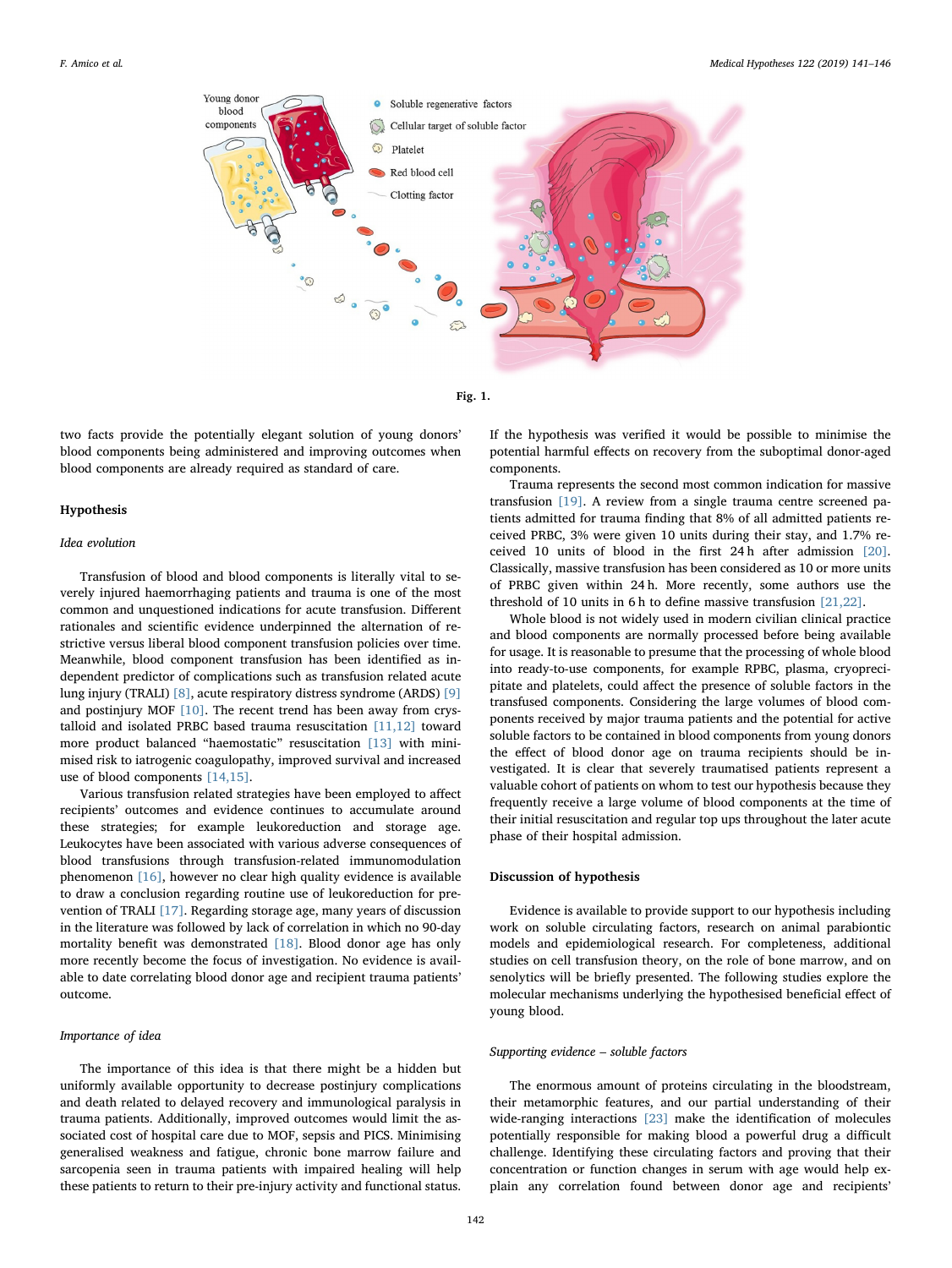Fig. 1.

two facts provide the potentially elegant solution of young donors' blood components being administered and improving outcomes when blood components are already required as standard of care.

## Hypothesis

### Idea evolution

Transfusion of blood and blood components is literally vital to severely injured haemorrhaging patients and trauma is one of the most common and unquestioned indications for acute transfusion. Different rationales and scientific evidence underpinned the alternation of restrictive versus liberal blood component transfusion policies over time. Meanwhile, blood component transfusion has been identified as independent predictor of complications such as transfusion related acute lung injury (TRALI) [8], acute respiratory distress syndrome (ARDS) [9] and postinjury MOF [10]. The recent trend has been away from crystalloid and isolated PRBC based trauma resuscitation [11,12] toward more product balanced "haemostatic" resuscitation [13] with minimised risk to iatrogenic coagulopathy, improved survival and increased use of blood components [14,15].

Various transfusion related strategies have been employed to affect recipients' outcomes and evidence continues to accumulate around these strategies; for example leukoreduction and storage age. Leukocytes have been associated with various adverse consequences of blood transfusions through transfusion-related immunomodulation phenomenon [16], however no clear high quality evidence is available to draw a conclusion regarding routine use of leukoreduction for prevention of TRALI [17]. Regarding storage age, many years of discussion in the literature was followed by lack of correlation in which no 90-day mortality benefit was demonstrated [18]. Blood donor age has only more recently become the focus of investigation. No evidence is available to date correlating blood donor age and recipient trauma patients' outcome.

### Importance of idea

The importance of this idea is that there might be a hidden but uniformly available opportunity to decrease postinjury complications and death related to delayed recovery and immunological paralysis in trauma patients. Additionally, improved outcomes would limit the associated cost of hospital care due to MOF, sepsis and PICS. Minimising generalised weakness and fatigue, chronic bone marrow failure and sarcopenia seen in trauma patients with impaired healing will help these patients to return to their pre-injury activity and functional status. If the hypothesis was verified it would be possible to minimise the potential harmful effects on recovery from the suboptimal donor-aged components.

Trauma represents the second most common indication for massive transfusion [19]. A review from a single trauma centre screened patients admitted for trauma finding that 8% of all admitted patients received PRBC, 3% were given 10 units during their stay, and 1.7% received 10 units of blood in the first 24 h after admission [20]. Classically, massive transfusion has been considered as 10 or more units of PRBC given within 24 h. More recently, some authors use the threshold of 10 units in 6 h to define massive transfusion [21,22].

Whole blood is not widely used in modern civilian clinical practice and blood components are normally processed before being available for usage. It is reasonable to presume that the processing of whole blood into ready-to-use components, for example RPBC, plasma, cryoprecipitate and platelets, could affect the presence of soluble factors in the transfused components. Considering the large volumes of blood components received by major trauma patients and the potential for active soluble factors to be contained in blood components from young donors the effect of blood donor age on trauma recipients should be investigated. It is clear that severely traumatised patients represent a valuable cohort of patients on whom to test our hypothesis because they frequently receive a large volume of blood components at the time of their initial resuscitation and regular top ups throughout the later acute phase of their hospital admission.

## Discussion of hypothesis

Evidence is available to provide support to our hypothesis including work on soluble circulating factors, research on animal parabiontic models and epidemiological research. For completeness, additional studies on cell transfusion theory, on the role of bone marrow, and on senolytics will be briefly presented. The following studies explore the molecular mechanisms underlying the hypothesised beneficial effect of young blood.

### Supporting evidence – soluble factors

The enormous amount of proteins circulating in the bloodstream, their metamorphic features, and our partial understanding of their wide-ranging interactions [23] make the identification of molecules potentially responsible for making blood a powerful drug a difficult challenge. Identifying these circulating factors and proving that their concentration or function changes in serum with age would help explain any correlation found between donor age and recipients'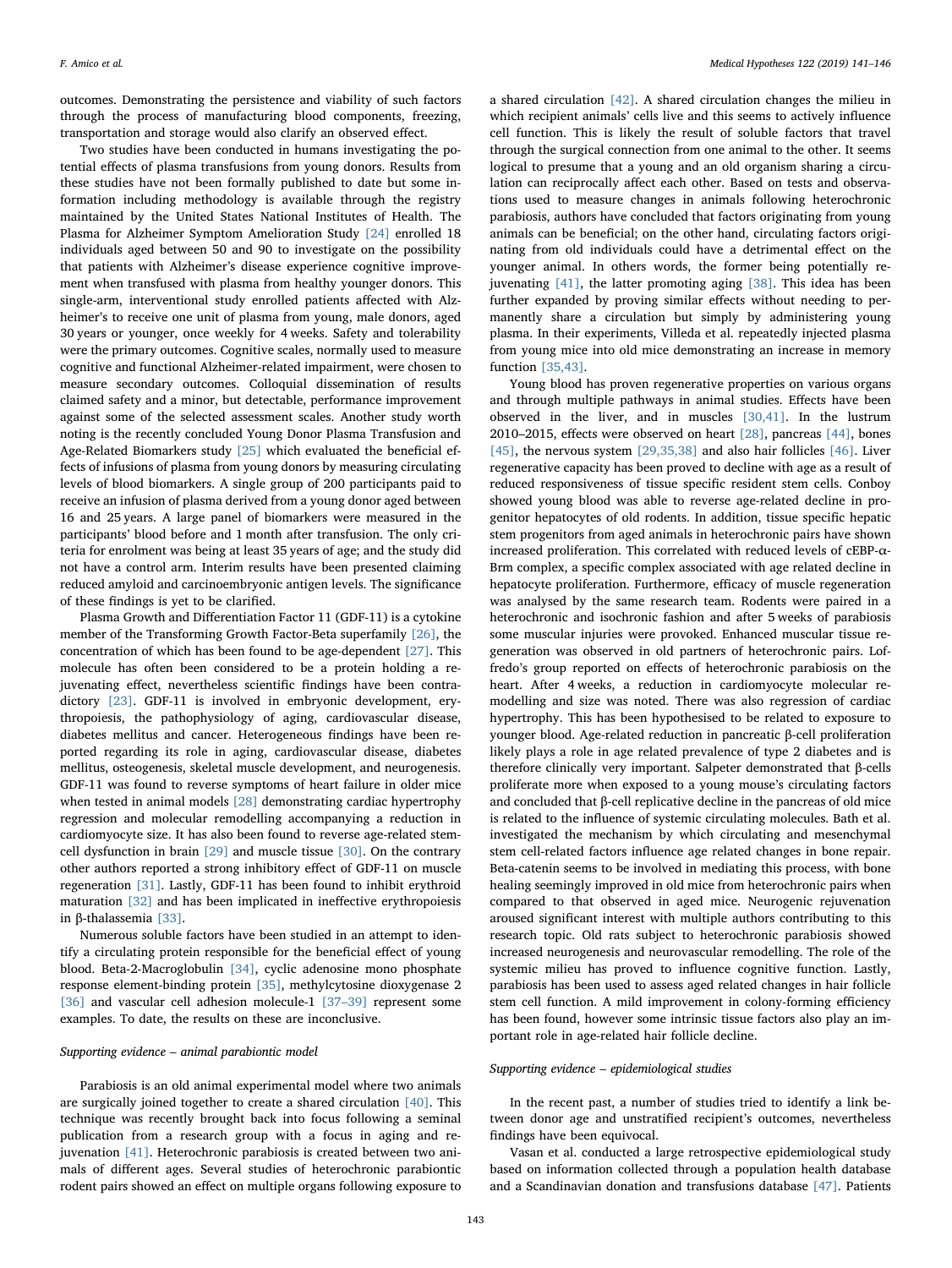outcomes. Demonstrating the persistence and viability of such factors through the process of manufacturing blood components, freezing, transportation and storage would also clarify an observed effect.

Two studies have been conducted in humans investigating the potential effects of plasma transfusions from young donors. Results from these studies have not been formally published to date but some information including methodology is available through the registry maintained by the United States National Institutes of Health. The Plasma for Alzheimer Symptom Amelioration Study [24] enrolled 18 individuals aged between 50 and 90 to investigate on the possibility that patients with Alzheimer's disease experience cognitive improvement when transfused with plasma from healthy younger donors. This single-arm, interventional study enrolled patients affected with Alzheimer's to receive one unit of plasma from young, male donors, aged 30 years or younger, once weekly for 4 weeks. Safety and tolerability were the primary outcomes. Cognitive scales, normally used to measure cognitive and functional Alzheimer-related impairment, were chosen to measure secondary outcomes. Colloquial dissemination of results claimed safety and a minor, but detectable, performance improvement against some of the selected assessment scales. Another study worth noting is the recently concluded Young Donor Plasma Transfusion and Age-Related Biomarkers study [25] which evaluated the beneficial effects of infusions of plasma from young donors by measuring circulating levels of blood biomarkers. A single group of 200 participants paid to receive an infusion of plasma derived from a young donor aged between 16 and 25 years. A large panel of biomarkers were measured in the participants' blood before and 1 month after transfusion. The only criteria for enrolment was being at least 35 years of age; and the study did not have a control arm. Interim results have been presented claiming reduced amyloid and carcinoembryonic antigen levels. The significance of these findings is yet to be clarified.

Plasma Growth and Differentiation Factor 11 (GDF-11) is a cytokine member of the Transforming Growth Factor-Beta superfamily [26], the concentration of which has been found to be age-dependent [27]. This molecule has often been considered to be a protein holding a rejuvenating effect, nevertheless scientific findings have been contradictory [23]. GDF-11 is involved in embryonic development, erythropoiesis, the pathophysiology of aging, cardiovascular disease, diabetes mellitus and cancer. Heterogeneous findings have been reported regarding its role in aging, cardiovascular disease, diabetes mellitus, osteogenesis, skeletal muscle development, and neurogenesis. GDF-11 was found to reverse symptoms of heart failure in older mice when tested in animal models [28] demonstrating cardiac hypertrophy regression and molecular remodelling accompanying a reduction in cardiomyocyte size. It has also been found to reverse age-related stem-cell dysfunction in brain [29] and muscle tissue [30]. On the contrary other authors reported a strong inhibitory effect of GDF-11 on muscle regeneration [31]. Lastly, GDF-11 has been found to inhibit erythroid maturation [32] and has been implicated in ineffective erythropoiesis in β-thalassemia [33].

Numerous soluble factors have been studied in an attempt to identify a circulating protein responsible for the beneficial effect of young blood. Beta-2-Macroglobulin [34], cyclic adenosine mono phosphate response element-binding protein [35], methylcytosine dioxygenase 2 [36] and vascular cell adhesion molecule-1 [37–39] represent some examples. To date, the results on these are inconclusive.

### *Supporting evidence – animal parabiontic model*

Parabiosis is an old animal experimental model where two animals are surgically joined together to create a shared circulation [40]. This technique was recently brought back into focus following a seminal publication from a research group with a focus in aging and rejuvenation [41]. Heterochronic parabiosis is created between two animals of different ages. Several studies of heterochronic parabiontic rodent pairs showed an effect on multiple organs following exposure to a shared circulation [42]. A shared circulation changes the milieu in which recipient animals' cells live and this seems to actively influence cell function. This is likely the result of soluble factors that travel through the surgical connection from one animal to the other. It seems logical to presume that a young and an old organism sharing a circulation can reciprocally affect each other. Based on tests and observations used to measure changes in animals following heterochronic parabiosis, authors have concluded that factors originating from young animals can be beneficial; on the other hand, circulating factors originating from old individuals could have a detrimental effect on the younger animal. In others words, the former being potentially rejuvenating [41], the latter promoting aging [38]. This idea has been further expanded by proving similar effects without needing to permanently share a circulation but simply by administering young plasma. In their experiments, Villeda et al. repeatedly injected plasma from young mice into old mice demonstrating an increase in memory function [35,43].

Young blood has proven regenerative properties on various organs and through multiple pathways in animal studies. Effects have been observed in the liver, and in muscles [30,41]. In the lustrum 2010–2015, effects were observed on heart [28], pancreas [44], bones [45], the nervous system [29,35,38] and also hair follicles [46]. Liver regenerative capacity has been proved to decline with age as a result of reduced responsiveness of tissue specific resident stem cells. Conboy showed young blood was able to reverse age-related decline in progenitor hepatocytes of old rodents. In addition, tissue specific hepatic stem progenitors from aged animals in heterochronic pairs have shown increased proliferation. This correlated with reduced levels of cEBP-α-Brm complex, a specific complex associated with age related decline in hepatocyte proliferation. Furthermore, efficacy of muscle regeneration was analysed by the same research team. Rodents were paired in a heterochronic and isochronic fashion and after 5 weeks of parabiosis some muscular injuries were provoked. Enhanced muscular tissue regeneration was observed in old partners of heterochronic pairs. Loffredo's group reported on effects of heterochronic parabiosis on the heart. After 4 weeks, a reduction in cardiomyocyte molecular remodelling and size was noted. There was also regression of cardiac hypertrophy. This has been hypothesised to be related to exposure to younger blood. Age-related reduction in pancreatic β-cell proliferation likely plays a role in age related prevalence of type 2 diabetes and is therefore clinically very important. Salpeter demonstrated that β-cells proliferate more when exposed to a young mouse's circulating factors and concluded that β-cell replicative decline in the pancreas of old mice is related to the influence of systemic circulating molecules. Bath et al. investigated the mechanism by which circulating and mesenchymal stem cell-related factors influence age related changes in bone repair. Beta-catenin seems to be involved in mediating this process, with bone healing seemingly improved in old mice from heterochronic pairs when compared to that observed in aged mice. Neurogenic rejuvenation aroused significant interest with multiple authors contributing to this research topic. Old rats subject to heterochronic parabiosis showed increased neurogenesis and neurovascular remodelling. The role of the systemic milieu has proved to influence cognitive function. Lastly, parabiosis has been used to assess aged related changes in hair follicle stem cell function. A mild improvement in colony-forming efficiency has been found, however some intrinsic tissue factors also play an important role in age-related hair follicle decline.

### *Supporting evidence – epidemiological studies*

In the recent past, a number of studies tried to identify a link between donor age and unstratified recipient's outcomes, nevertheless findings have been equivocal.

Vasan et al. conducted a large retrospective epidemiological study based on information collected through a population health database and a Scandinavian donation and transfusions database [47]. Patients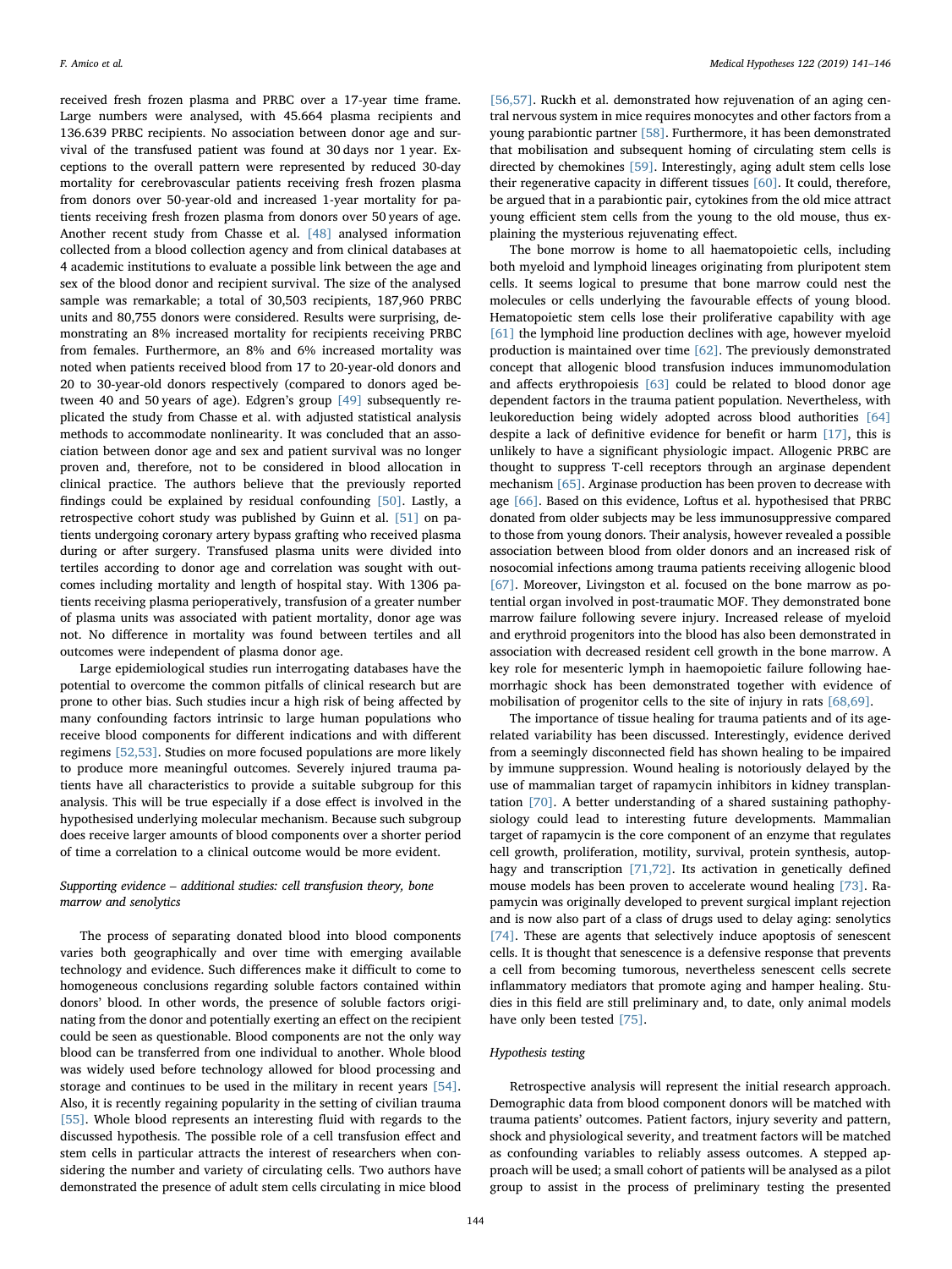received fresh frozen plasma and PRBC over a 17-year time frame. Large numbers were analysed, with 45.664 plasma recipients and 136.639 PRBC recipients. No association between donor age and survival of the transfused patient was found at 30 days nor 1 year. Exceptions to the overall pattern were represented by reduced 30-day mortality for cerebrovascular patients receiving fresh frozen plasma from donors over 50-year-old and increased 1-year mortality for patients receiving fresh frozen plasma from donors over 50 years of age. Another recent study from Chasse et al. [48] analysed information collected from a blood collection agency and from clinical databases at 4 academic institutions to evaluate a possible link between the age and sex of the blood donor and recipient survival. The size of the analysed sample was remarkable; a total of 30,503 recipients, 187,960 PRBC units and 80,755 donors were considered. Results were surprising, demonstrating an 8% increased mortality for recipients receiving PRBC from females. Furthermore, an 8% and 6% increased mortality was noted when patients received blood from 17 to 20-year-old donors and 20 to 30-year-old donors respectively (compared to donors aged between 40 and 50 years of age). Edgren's group [49] subsequently replicated the study from Chasse et al. with adjusted statistical analysis methods to accommodate nonlinearity. It was concluded that an association between donor age and sex and patient survival was no longer proven and, therefore, not to be considered in blood allocation in clinical practice. The authors believe that the previously reported findings could be explained by residual confounding [50]. Lastly, a retrospective cohort study was published by Guinn et al. [51] on patients undergoing coronary artery bypass grafting who received plasma during or after surgery. Transfused plasma units were divided into tertiles according to donor age and correlation was sought with outcomes including mortality and length of hospital stay. With 1306 patients receiving plasma perioperatively, transfusion of a greater number of plasma units was associated with patient mortality, donor age was not. No difference in mortality was found between tertiles and all outcomes were independent of plasma donor age.

Large epidemiological studies run interrogating databases have the potential to overcome the common pitfalls of clinical research but are prone to other bias. Such studies incur a high risk of being affected by many confounding factors intrinsic to large human populations who receive blood components for different indications and with different regimens [52,53]. Studies on more focused populations are more likely to produce more meaningful outcomes. Severely injured trauma patients have all characteristics to provide a suitable subgroup for this analysis. This will be true especially if a dose effect is involved in the hypothesised underlying molecular mechanism. Because such subgroup does receive larger amounts of blood components over a shorter period of time a correlation to a clinical outcome would be more evident.

### *Supporting evidence – additional studies: cell transfusion theory, bone marrow and senolytics*

The process of separating donated blood into blood components varies both geographically and over time with emerging available technology and evidence. Such differences make it difficult to come to homogeneous conclusions regarding soluble factors contained within donors' blood. In other words, the presence of soluble factors originating from the donor and potentially exerting an effect on the recipient could be seen as questionable. Blood components are not the only way blood can be transferred from one individual to another. Whole blood was widely used before technology allowed for blood processing and storage and continues to be used in the military in recent years [54]. Also, it is recently regaining popularity in the setting of civilian trauma [55]. Whole blood represents an interesting fluid with regards to the discussed hypothesis. The possible role of a cell transfusion effect and stem cells in particular attracts the interest of researchers when considering the number and variety of circulating cells. Two authors have demonstrated the presence of adult stem cells circulating in mice blood [56,57]. Ruckh et al. demonstrated how rejuvenation of an aging central nervous system in mice requires monocytes and other factors from a young parabiontic partner [58]. Furthermore, it has been demonstrated that myeloid mobilisation and subsequent homing of circulating stem cells is directed by chemokines [59]. Interestingly, aging adult stem cells lose their regenerative capacity in different tissues [60]. It could, therefore, be argued that in a parabiontic pair, cytokines from the old mice attract young efficient stem cells from the young to the old mouse, thus explaining the mysterious rejuvenating effect.

The bone morrow is home to all haematopoietic cells, including both myeloid and lymphoid lineages originating from pluripotent stem cells. It seems logical to presume that bone marrow could nest the molecules or cells underlying the favourable effects of young blood. Hematopoietic stem cells lose their proliferative capability with age [61] the lymphoid line production declines with age, however myeloid production is maintained over time [62]. The previously demonstrated concept that allogenic blood transfusion induces immunomodulation and affects erythropoiesis [63] could be related to blood donor age dependent factors in the trauma patient population. Nevertheless, with leukoreduction being widely adopted across blood authorities [64] despite a lack of definitive evidence for benefit or harm [17], this is unlikely to have a significant physiologic impact. Allogenic PRBC are thought to suppress T-cell receptors through an arginase dependent mechanism [65]. Arginase production has been proven to decrease with age [66]. Based on this evidence, Loftus et al. hypothesised that PRBC donated from older subjects may be less immunosuppressive compared to those from young donors. Their analysis, however revealed a possible association between blood from older donors and an increased risk of nosocomial infections among trauma patients receiving allogenic blood [67]. Moreover, Livingston et al. focused on the bone marrow as potential organ involved in post-traumatic MOF. They demonstrated bone marrow failure following severe injury. Increased release of myeloid and erythroid progenitors into the blood has also been demonstrated in association with decreased resident cell growth in the bone marrow. A key role for mesenteric lymph in haemopoietic failure following haemorrhagic shock has been demonstrated together with evidence of mobilisation of progenitor cells to the site of injury in rats [68,69].

The importance of tissue healing for trauma patients and of its age-related variability has been discussed. Interestingly, evidence derived from a seemingly disconnected field has shown healing to be impaired by immune suppression. Wound healing is notoriously delayed by the use of mammalian target of rapamycin inhibitors in kidney transplantation [70]. A better understanding of a shared sustaining pathophysiology could lead to interesting future developments. Mammalian target of rapamycin is the core component of an enzyme that regulates cell growth, proliferation, motility, survival, protein synthesis, autophagy and transcription [71,72]. Its activation in genetically defined mouse models has been proven to accelerate wound healing [73]. Rapamycin was originally developed to prevent surgical implant rejection and is now also part of a class of drugs used to delay aging: senolytics [74]. These are agents that selectively induce apoptosis of senescent cells. It is thought that senescence is a defensive response that prevents a cell from becoming tumorous, nevertheless senescent cells secrete inflammatory mediators that promote aging and hamper healing. Studies in this field are still preliminary and, to date, only animal models have only been tested [75].

### *Hypothesis testing*

Retrospective analysis will represent the initial research approach. Demographic data from blood component donors will be matched with trauma patients' outcomes. Patient factors, injury severity and pattern, shock and physiological severity, and treatment factors will be matched as confounding variables to reliably assess outcomes. A stepped approach will be used; a small cohort of patients will be analysed as a pilot group to assist in the process of preliminary testing the presented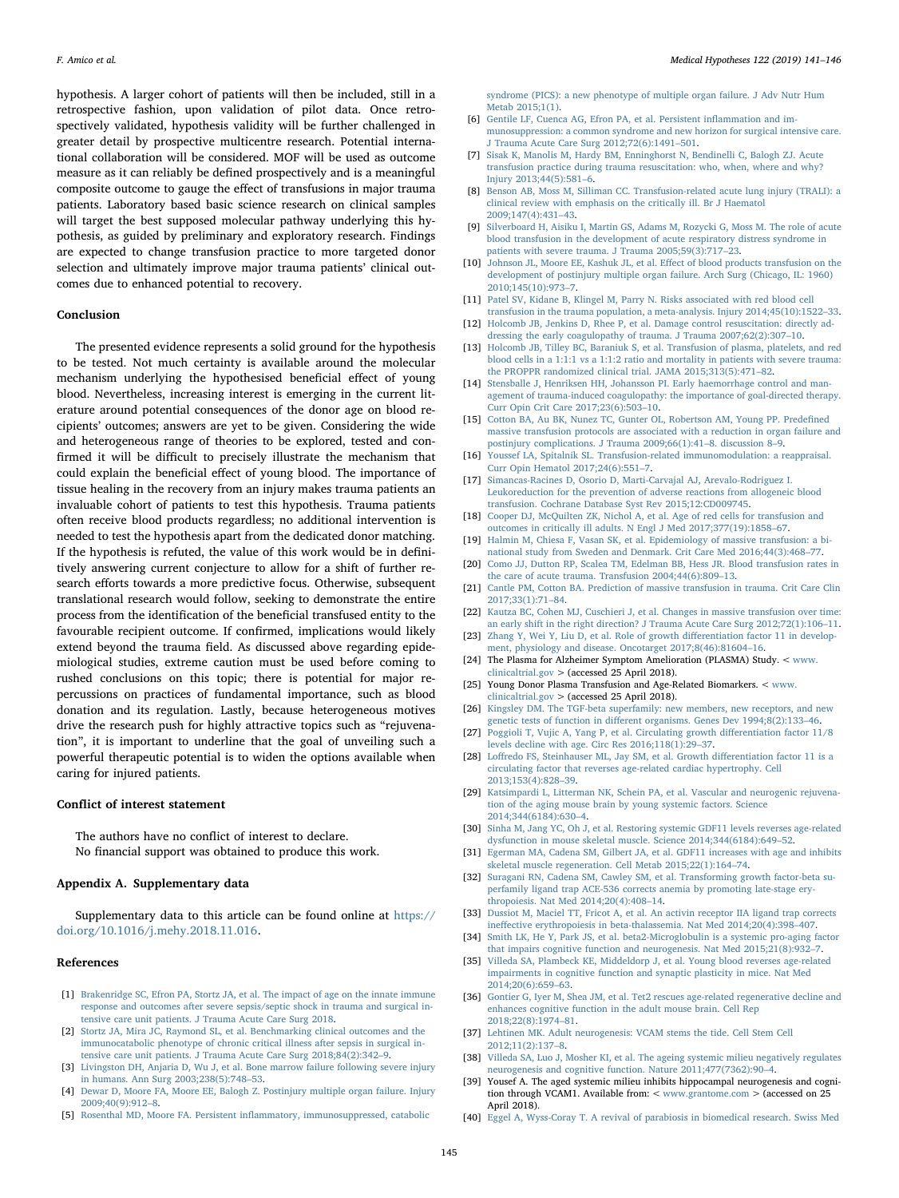hypothesis. A larger cohort of patients will then be included, still in a retrospective fashion, upon validation of pilot data. Once retrospectively validated, hypothesis validity will be further challenged in greater detail by prospective multicentre research. Potential international collaboration will be considered. MOF will be used as outcome measure as it can reliably be defined prospectively and is a meaningful composite outcome to gauge the effect of transfusions in major trauma patients. Laboratory based basic science research on clinical samples will target the best supposed molecular pathway underlying this hypothesis, as guided by preliminary and exploratory research. Findings are expected to change transfusion practice to more targeted donor selection and ultimately improve major trauma patients' clinical outcomes due to enhanced potential to recovery.

## Conclusion

The presented evidence represents a solid ground for the hypothesis to be tested. Not much certainty is available around the molecular mechanism underlying the hypothesised beneficial effect of young blood. Nevertheless, increasing interest is emerging in the current literature around potential consequences of the donor age on blood recipients' outcomes; answers are yet to be given. Considering the wide and heterogeneous range of theories to be explored, tested and confirmed it will be difficult to precisely illustrate the mechanism that could explain the beneficial effect of young blood. The importance of tissue healing in the recovery from an injury makes trauma patients an invaluable cohort of patients to test this hypothesis. Trauma patients often receive blood products regardless; no additional intervention is needed to test the hypothesis apart from the dedicated donor matching. If the hypothesis is refuted, the value of this work would be in definitively answering current conjecture to allow for a shift of further research efforts towards a more predictive focus. Otherwise, subsequent translational research would follow, seeking to demonstrate the entire process from the identification of the beneficial transfused entity to the favourable recipient outcome. If confirmed, implications would likely extend beyond the trauma field. As discussed above regarding epidemiological studies, extreme caution must be used before coming to rushed conclusions on this topic; there is potential for major repercussions on practices of fundamental importance, such as blood donation and its regulation. Lastly, because heterogeneous motives drive the research push for highly attractive topics such as "rejuvenation", it is important to underline that the goal of unveiling such a powerful therapeutic potential is to widen the options available when caring for injured patients.

## Conflict of interest statement

The authors have no conflict of interest to declare.
No financial support was obtained to produce this work.

## Appendix A. Supplementary data

Supplementary data to this article can be found online at https://doi.org/10.1016/j.mehy.2018.11.016.

## References

[1] Brakenridge SC, Efron PA, Stortz JA, et al. The impact of age on the innate immune response and outcomes after severe sepsis/septic shock in trauma and surgical intensive care unit patients. J Trauma Acute Care Surg 2018.

[2] Stortz JA, Mira JC, Raymond SL, et al. Benchmarking clinical outcomes and the immunocatabolic phenotype of chronic critical illness after sepsis in surgical intensive care unit patients. J Trauma Acute Care Surg 2018;84(2):342–9.

[3] Livingston DH, Anjaria D, Wu J, et al. Bone marrow failure following severe injury in humans. Ann Surg 2003;238(5):748–53.

[4] Dewar D, Moore FA, Moore EE, Balogh Z. Postinjury multiple organ failure. Injury 2009;40(9):912–8.

[5] Rosenthal MD, Moore FA. Persistent inflammatory, immunosuppressed, catabolic syndrome (PICS): a new phenotype of multiple organ failure. J Adv Nutr Hum Metab 2015;1(1).

[6] Gentile LF, Cuenca AG, Efron PA, et al. Persistent inflammation and immunosuppression: a common syndrome and new horizon for surgical intensive care. J Trauma Acute Care Surg 2012;72(6):1491–501.

[7] Sisak K, Manolis M, Hardy BM, Enninghorst N, Bendinelli C, Balogh ZJ. Acute transfusion practice during trauma resuscitation: who, when, where and why? Injury 2013;44(5):581–6.

[8] Benson AB, Moss M, Silliman CC. Transfusion-related acute lung injury (TRALI): a clinical review with emphasis on the critically ill. Br J Haematol 2009;147(4):431–43.

[9] Silverboard H, Aisiku I, Martin GS, Adams M, Rozycki G, Moss M. The role of acute blood transfusion in the development of acute respiratory distress syndrome in patients with severe trauma. J Trauma 2005;59(3):717–23.

[10] Johnson JL, Moore EE, Kashuk JL, et al. Effect of blood products transfusion on the development of postinjury multiple organ failure. Arch Surg (Chicago, IL: 1960) 2010;145(10):973–7.

[11] Patel SV, Kidane B, Klingel M, Parry N. Risks associated with red blood cell transfusion in the trauma population, a meta-analysis. Injury 2014;45(10):1522–33.

[12] Holcomb JB, Jenkins D, Rhee P, et al. Damage control resuscitation: directly addressing the early coagulopathy of trauma. J Trauma 2007;62(2):307–10.

[13] Holcomb JB, Tilley BC, Baraniuk S, et al. Transfusion of plasma, platelets, and red blood cells in a 1:1:1 vs a 1:1:2 ratio and mortality in patients with severe trauma: the PROPPR randomized clinical trial. JAMA 2015;313(5):471–82.

[14] Stensballe J, Henriksen HH, Johansson PI. Early haemorrhage control and management of trauma-induced coagulopathy: the importance of goal-directed therapy. Curr Opin Crit Care 2017;23(6):503–10.

[15] Cotton BA, Au BK, Nunez TC, Gunter OL, Robertson AM, Young PP. Predefined massive transfusion protocols are associated with a reduction in organ failure and postinjury complications. J Trauma 2009;66(1):41–8. discussion 8–9.

[16] Youssef LA, Spitalnik SL. Transfusion-related immunomodulation: a reappraisal. Curr Opin Hematol 2017;24(6):551–7.

[17] Simancas-Racines D, Osorio D, Marti-Carvajal AJ, Arevalo-Rodriguez I. Leukoreduction for the prevention of adverse reactions from allogeneic blood transfusion. Cochrane Database Syst Rev 2015;12:CD009745.

[18] Cooper DJ, McQuilten ZK, Nichol A, et al. Age of red cells for transfusion and outcomes in critically ill adults. N Engl J Med 2017;377(19):1858–67.

[19] Halmin M, Chiesa F, Vasan SK, et al. Epidemiology of massive transfusion: a binational study from Sweden and Denmark. Crit Care Med 2016;44(3):468–77.

[20] Como JJ, Dutton RP, Scalea TM, Edelman BB, Hess JR. Blood transfusion rates in the care of acute trauma. Transfusion 2004;44(6):809–13.

[21] Cantle PM, Cotton BA. Prediction of massive transfusion in trauma. Crit Care Clin 2017;33(1):71–84.

[22] Kautza BC, Cohen MJ, Cuschieri J, et al. Changes in massive transfusion over time: an early shift in the right direction? J Trauma Acute Care Surg 2012;72(1):106–11.

[23] Zhang Y, Wei Y, Liu D, et al. Role of growth differentiation factor 11 in development, physiology and disease. Oncotarget 2017;8(46):81604–16.

[24] The Plasma for Alzheimer Symptom Amelioration (PLASMA) Study. < www.clinicaltrial.gov > (accessed 25 April 2018).

[25] Young Donor Plasma Transfusion and Age-Related Biomarkers. < www.clinicaltrial.gov > (accessed 25 April 2018).

[26] Kingsley DM. The TGF-beta superfamily: new members, new receptors, and new genetic tests of function in different organisms. Genes Dev 1994;8(2):133–46.

[27] Poggioli T, Vujic A, Yang P, et al. Circulating growth differentiation factor 11/8 levels decline with age. Circ Res 2016;118(1):29–37.

[28] Loffredo FS, Steinhauser ML, Jay SM, et al. Growth differentiation factor 11 is a circulating factor that reverses age-related cardiac hypertrophy. Cell 2013;153(4):828–39.

[29] Katsimpardi L, Litterman NK, Schein PA, et al. Vascular and neurogenic rejuvenation of the aging mouse brain by young systemic factors. Science 2014;344(6184):630–4.

[30] Sinha M, Jang YC, Oh J, et al. Restoring systemic GDF11 levels reverses age-related dysfunction in mouse skeletal muscle. Science 2014;344(6184):649–52.

[31] Egerman MA, Cadena SM, Gilbert JA, et al. GDF11 increases with age and inhibits skeletal muscle regeneration. Cell Metab 2015;22(1):164–74.

[32] Suragani RN, Cadena SM, Cawley SM, et al. Transforming growth factor-beta superfamily ligand trap ACE-536 corrects anemia by promoting late-stage erythropoiesis. Nat Med 2014;20(4):408–14.

[33] Dussiot M, Maciel TT, Fricot A, et al. An activin receptor IIA ligand trap corrects ineffective erythropoiesis in beta-thalassemia. Nat Med 2014;20(4):398–407.

[34] Smith LK, He Y, Park JS, et al. beta2-Microglobulin is a systemic pro-aging factor that impairs cognitive function and neurogenesis. Nat Med 2015;21(8):932–7.

[35] Villeda SA, Plambeck KE, Middeldorp J, et al. Young blood reverses age-related impairments in cognitive function and synaptic plasticity in mice. Nat Med 2014;20(6):659–63.

[36] Gontier G, Iyer M, Shea JM, et al. Tet2 rescues age-related regenerative decline and enhances cognitive function in the adult mouse brain. Cell Rep 2018;22(8):1974–81.

[37] Lehtinen MK. Adult neurogenesis: VCAM stems the tide. Cell Stem Cell 2012;11(2):137–8.

[38] Villeda SA, Luo J, Mosher KI, et al. The ageing systemic milieu negatively regulates neurogenesis and cognitive function. Nature 2011;477(7362):90–4.

[39] Yousef A. The aged systemic milieu inhibits hippocampal neurogenesis and cognition through VCAM1. Available from: < www.grantome.com > (accessed on 25 April 2018).

[40] Eggel A, Wyss-Coray T. A revival of parabiosis in biomedical research. Swiss Med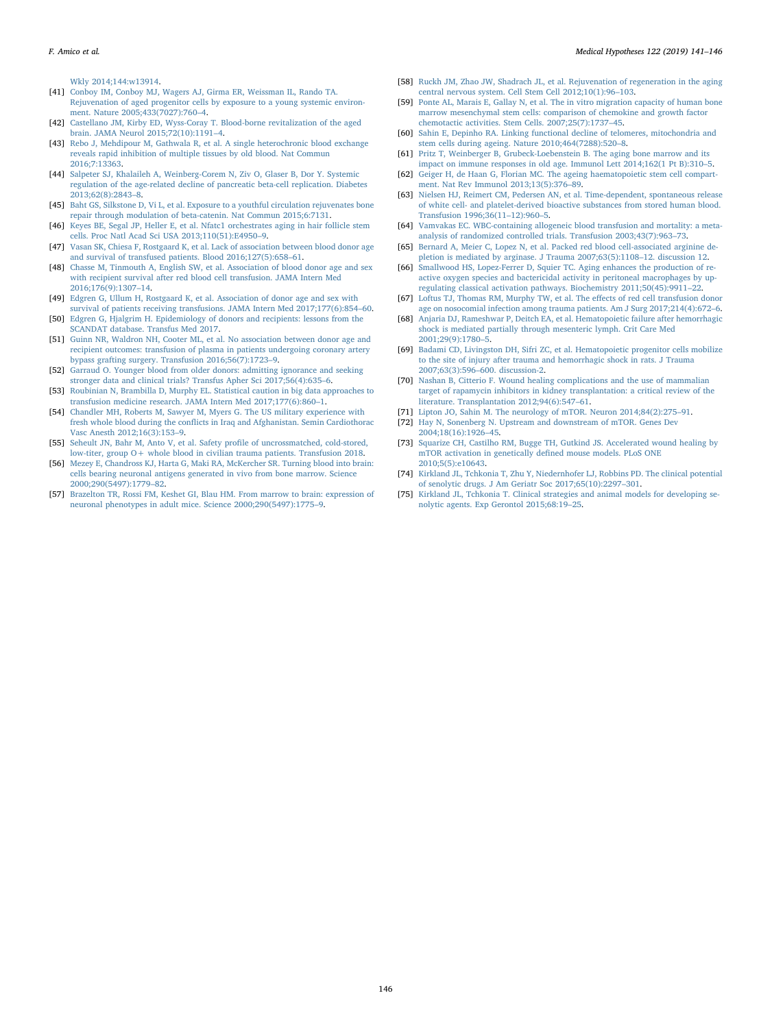Wkly 2014;144:w13914.

[41] Conboy IM, Conboy MJ, Wagers AJ, Girma ER, Weissman IL, Rando TA. Rejuvenation of aged progenitor cells by exposure to a young systemic environment. Nature 2005;433(7027):760–4.

[42] Castellano JM, Kirby ED, Wyss-Coray T. Blood-borne revitalization of the aged brain. JAMA Neurol 2015;72(10):1191–4.

[43] Rebo J, Mehdipour M, Gathwala R, et al. A single heterochronic blood exchange reveals rapid inhibition of multiple tissues by old blood. Nat Commun 2016;7:13363.

[44] Salpeter SJ, Khalaileh A, Weinberg-Corem N, Ziv O, Glaser B, Dor Y. Systemic regulation of the age-related decline of pancreatic beta-cell replication. Diabetes 2013;62(8):2843–8.

[45] Baht GS, Silkstone D, Vi L, et al. Exposure to a youthful circulation rejuvenates bone repair through modulation of beta-catenin. Nat Commun 2015;6:7131.

[46] Keyes BE, Segal JP, Heller E, et al. Nfatc1 orchestrates aging in hair follicle stem cells. Proc Natl Acad Sci USA 2013;110(51):E4950–9.

[47] Vasan SK, Chiesa F, Rostgaard K, et al. Lack of association between blood donor age and survival of transfused patients. Blood 2016;127(5):658–61.

[48] Chasse M, Tinmouth A, English SW, et al. Association of blood donor age and sex with recipient survival after red blood cell transfusion. JAMA Intern Med 2016;176(9):1307–14.

[49] Edgren G, Ullum H, Rostgaard K, et al. Association of donor age and sex with survival of patients receiving transfusions. JAMA Intern Med 2017;177(6):854–60.

[50] Edgren G, Hjalgrim H. Epidemiology of donors and recipients: lessons from the SCANDAT database. Transfus Med 2017.

[51] Guinn NR, Waldron NH, Cooter ML, et al. No association between donor age and recipient outcomes: transfusion of plasma in patients undergoing coronary artery bypass grafting surgery. Transfusion 2016;56(7):1723–9.

[52] Garraud O. Younger blood from older donors: admitting ignorance and seeking stronger data and clinical trials? Transfus Apher Sci 2017;56(4):635–6.

[53] Roubinian N, Brambilla D, Murphy EL. Statistical caution in big data approaches to transfusion medicine research. JAMA Intern Med 2017;177(6):860–1.

[54] Chandler MH, Roberts M, Sawyer M, Myers G. The US military experience with fresh whole blood during the conflicts in Iraq and Afghanistan. Semin Cardiothorac Vasc Anesth 2012;16(3):153–9.

[55] Seheult JN, Bahr M, Anto V, et al. Safety profile of uncrossmatched, cold-stored, low-titer, group O+ whole blood in civilian trauma patients. Transfusion 2018.

[56] Mezey E, Chandross KJ, Harta G, Maki RA, McKercher SR. Turning blood into brain: cells bearing neuronal antigens generated in vivo from bone marrow. Science 2000;290(5497):1779–82.

[57] Brazelton TR, Rossi FM, Keshet GI, Blau HM. From marrow to brain: expression of neuronal phenotypes in adult mice. Science 2000;290(5497):1775–9.

[58] Ruckh JM, Zhao JW, Shadrach JL, et al. Rejuvenation of regeneration in the aging central nervous system. Cell Stem Cell 2012;10(1):96–103.

[59] Ponte AL, Marais E, Gallay N, et al. The in vitro migration capacity of human bone marrow mesenchymal stem cells: comparison of chemokine and growth factor chemotactic activities. Stem Cells. 2007;25(7):1737–45.

[60] Sahin E, Depinho RA. Linking functional decline of telomeres, mitochondria and stem cells during ageing. Nature 2010;464(7288):520–8.

[61] Pritz T, Weinberger B, Grubeck-Loebenstein B. The aging bone marrow and its impact on immune responses in old age. Immunol Lett 2014;162(1 Pt B):310–5.

[62] Geiger H, de Haan G, Florian MC. The ageing haematopoietic stem cell compartment. Nat Rev Immunol 2013;13(5):376–89.

[63] Nielsen HJ, Reimert CM, Pedersen AN, et al. Time-dependent, spontaneous release of white cell- and platelet-derived bioactive substances from stored human blood. Transfusion 1996;36(11–12):960–5.

[64] Vamvakas EC. WBC-containing allogeneic blood transfusion and mortality: a meta-analysis of randomized controlled trials. Transfusion 2003;43(7):963–73.

[65] Bernard A, Meier C, Lopez N, et al. Packed red blood cell-associated arginine depletion is mediated by arginase. J Trauma 2007;63(5):1108–12. discussion 12.

[66] Smallwood HS, Lopez-Ferrer D, Squier TC. Aging enhances the production of reactive oxygen species and bactericidal activity in peritoneal macrophages by upregulating classical activation pathways. Biochemistry 2011;50(45):9911–22.

[67] Loftus TJ, Thomas RM, Murphy TW, et al. The effects of red cell transfusion donor age on nosocomial infection among trauma patients. Am J Surg 2017;214(4):672–6.

[68] Anjaria DJ, Rameshwar P, Deitch EA, et al. Hematopoietic failure after hemorrhagic shock is mediated partially through mesenteric lymph. Crit Care Med 2001;29(9):1780–5.

[69] Badami CD, Livingston DH, Sifri ZC, et al. Hematopoietic progenitor cells mobilize to the site of injury after trauma and hemorrhagic shock in rats. J Trauma 2007;63(3):596–600. discussion-2.

[70] Nashan B, Citterio F. Wound healing complications and the use of mammalian target of rapamycin inhibitors in kidney transplantation: a critical review of the literature. Transplantation 2012;94(6):547–61.

[71] Lipton JO, Sahin M. The neurology of mTOR. Neuron 2014;84(2):275–91.

[72] Hay N, Sonenberg N. Upstream and downstream of mTOR. Genes Dev 2004;18(16):1926–45.

[73] Squarize CH, Castilho RM, Bugge TH, Gutkind JS. Accelerated wound healing by mTOR activation in genetically defined mouse models. PLoS ONE 2010;5(5):e10643.

[74] Kirkland JL, Tchkonia T, Zhu Y, Niedernhofer LJ, Robbins PD. The clinical potential of senolytic drugs. J Am Geriatr Soc 2017;65(10):2297–301.

[75] Kirkland JL, Tchkonia T. Clinical strategies and animal models for developing senolytic agents. Exp Gerontol 2015;68:19–25.